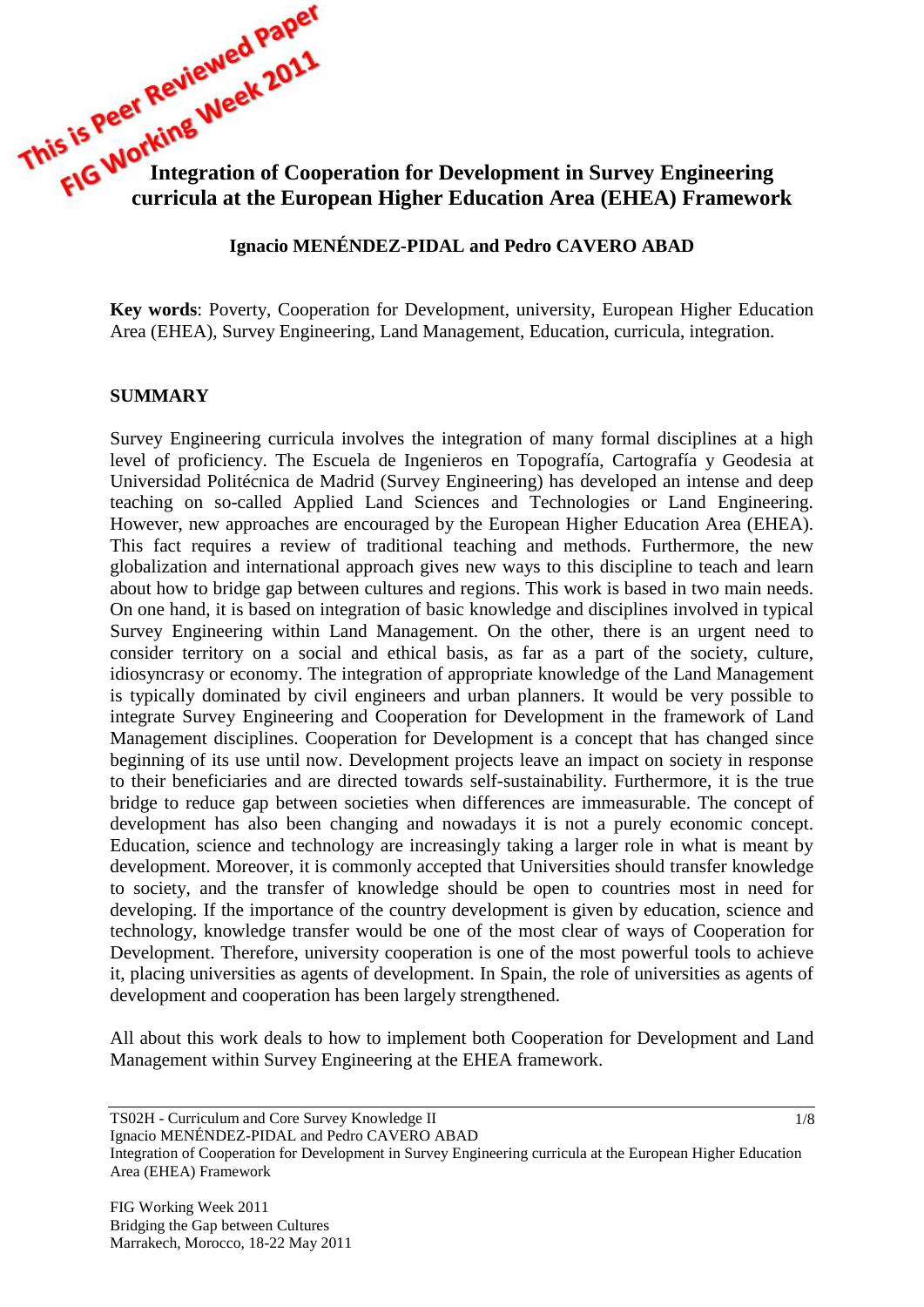This is Peer Reviewed Paper
FIG Working Week 2011

# Integration of Cooperation for Development in Survey Engineering curricula at the European Higher Education Area (EHEA) Framework

**Ignacio MENÉNDEZ-PIDAL and Pedro CAVERO ABAD**

**Key words**: Poverty, Cooperation for Development, university, European Higher Education Area (EHEA), Survey Engineering, Land Management, Education, curricula, integration.

## SUMMARY

Survey Engineering curricula involves the integration of many formal disciplines at a high level of proficiency. The Escuela de Ingenieros en Topografía, Cartografía y Geodesia at Universidad Politécnica de Madrid (Survey Engineering) has developed an intense and deep teaching on so-called Applied Land Sciences and Technologies or Land Engineering. However, new approaches are encouraged by the European Higher Education Area (EHEA). This fact requires a review of traditional teaching and methods. Furthermore, the new globalization and international approach gives new ways to this discipline to teach and learn about how to bridge gap between cultures and regions. This work is based in two main needs. On one hand, it is based on integration of basic knowledge and disciplines involved in typical Survey Engineering within Land Management. On the other, there is an urgent need to consider territory on a social and ethical basis, as far as a part of the society, culture, idiosyncrasy or economy. The integration of appropriate knowledge of the Land Management is typically dominated by civil engineers and urban planners. It would be very possible to integrate Survey Engineering and Cooperation for Development in the framework of Land Management disciplines. Cooperation for Development is a concept that has changed since beginning of its use until now. Development projects leave an impact on society in response to their beneficiaries and are directed towards self-sustainability. Furthermore, it is the true bridge to reduce gap between societies when differences are immeasurable. The concept of development has also been changing and nowadays it is not a purely economic concept. Education, science and technology are increasingly taking a larger role in what is meant by development. Moreover, it is commonly accepted that Universities should transfer knowledge to society, and the transfer of knowledge should be open to countries most in need for developing. If the importance of the country development is given by education, science and technology, knowledge transfer would be one of the most clear of ways of Cooperation for Development. Therefore, university cooperation is one of the most powerful tools to achieve it, placing universities as agents of development. In Spain, the role of universities as agents of development and cooperation has been largely strengthened.

All about this work deals to how to implement both Cooperation for Development and Land Management within Survey Engineering at the EHEA framework.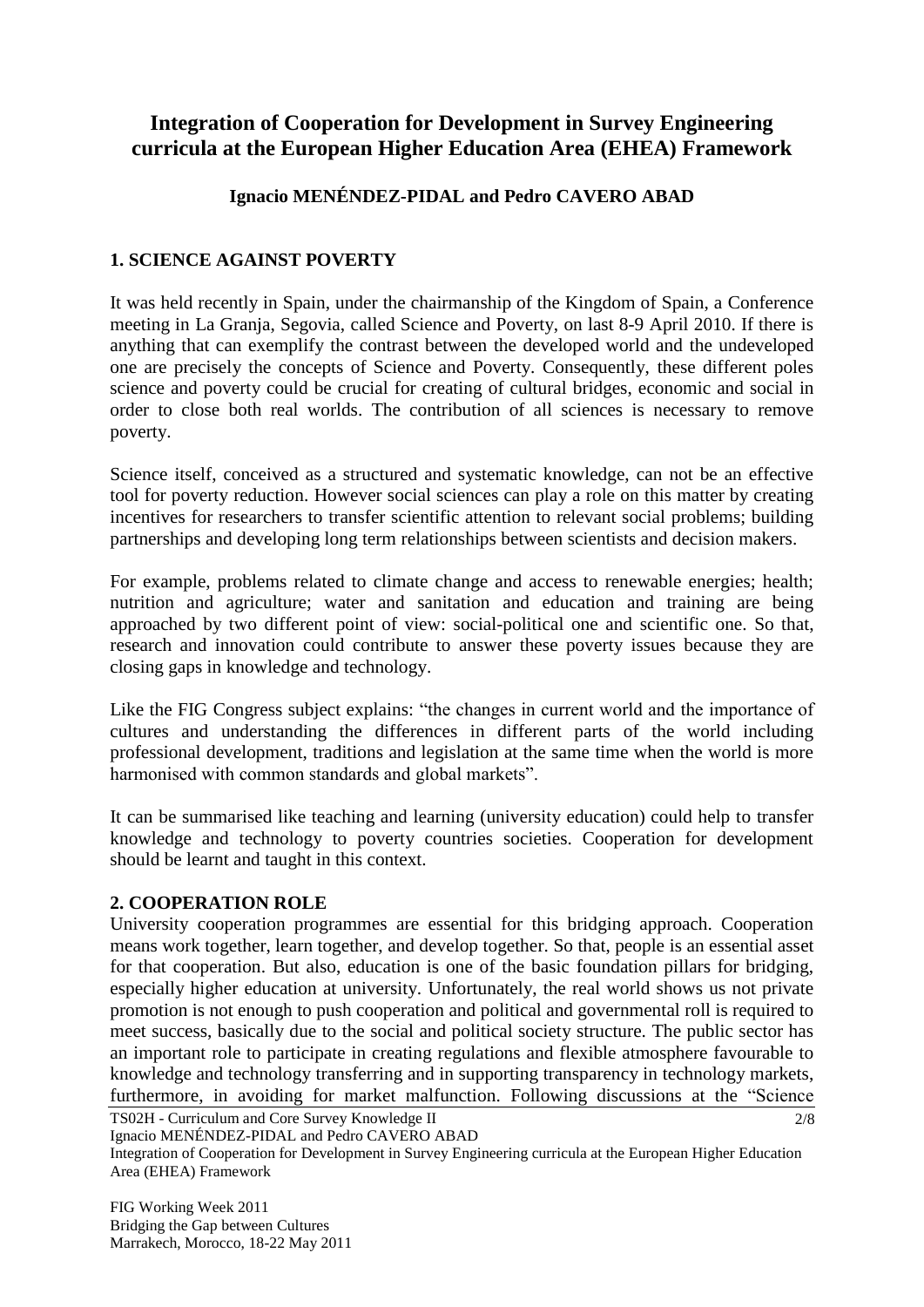# Integration of Cooperation for Development in Survey Engineering curricula at the European Higher Education Area (EHEA) Framework

**Ignacio MENÉNDEZ-PIDAL and Pedro CAVERO ABAD**

## 1. SCIENCE AGAINST POVERTY

It was held recently in Spain, under the chairmanship of the Kingdom of Spain, a Conference meeting in La Granja, Segovia, called Science and Poverty, on last 8-9 April 2010. If there is anything that can exemplify the contrast between the developed world and the undeveloped one are precisely the concepts of Science and Poverty. Consequently, these different poles science and poverty could be crucial for creating of cultural bridges, economic and social in order to close both real worlds. The contribution of all sciences is necessary to remove poverty.

Science itself, conceived as a structured and systematic knowledge, can not be an effective tool for poverty reduction. However social sciences can play a role on this matter by creating incentives for researchers to transfer scientific attention to relevant social problems; building partnerships and developing long term relationships between scientists and decision makers.

For example, problems related to climate change and access to renewable energies; health; nutrition and agriculture; water and sanitation and education and training are being approached by two different point of view: social-political one and scientific one. So that, research and innovation could contribute to answer these poverty issues because they are closing gaps in knowledge and technology.

Like the FIG Congress subject explains: "the changes in current world and the importance of cultures and understanding the differences in different parts of the world including professional development, traditions and legislation at the same time when the world is more harmonised with common standards and global markets".

It can be summarised like teaching and learning (university education) could help to transfer knowledge and technology to poverty countries societies. Cooperation for development should be learnt and taught in this context.

## 2. COOPERATION ROLE

University cooperation programmes are essential for this bridging approach. Cooperation means work together, learn together, and develop together. So that, people is an essential asset for that cooperation. But also, education is one of the basic foundation pillars for bridging, especially higher education at university. Unfortunately, the real world shows us not private promotion is not enough to push cooperation and political and governmental roll is required to meet success, basically due to the social and political society structure. The public sector has an important role to participate in creating regulations and flexible atmosphere favourable to knowledge and technology transferring and in supporting transparency in technology markets, furthermore, in avoiding for market malfunction. Following discussions at the "Science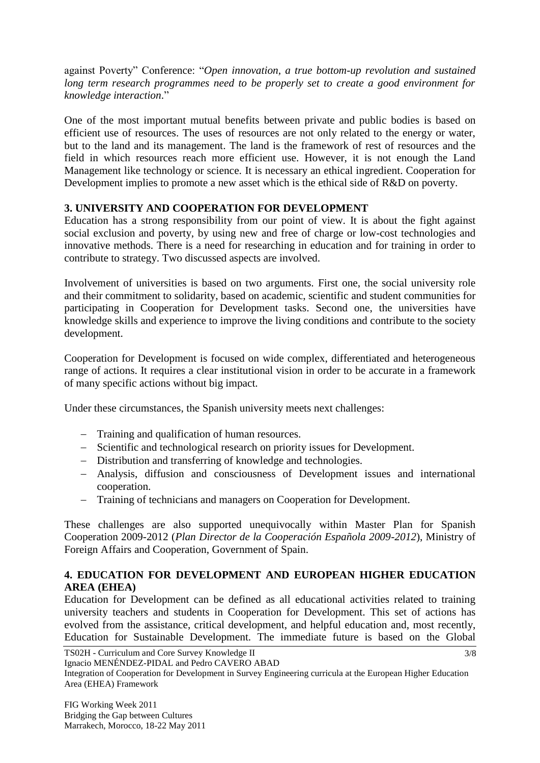against Poverty" Conference: "*Open innovation, a true bottom-up revolution and sustained long term research programmes need to be properly set to create a good environment for knowledge interaction*."

One of the most important mutual benefits between private and public bodies is based on efficient use of resources. The uses of resources are not only related to the energy or water, but to the land and its management. The land is the framework of rest of resources and the field in which resources reach more efficient use. However, it is not enough the Land Management like technology or science. It is necessary an ethical ingredient. Cooperation for Development implies to promote a new asset which is the ethical side of R&D on poverty.

## 3. UNIVERSITY AND COOPERATION FOR DEVELOPMENT

Education has a strong responsibility from our point of view. It is about the fight against social exclusion and poverty, by using new and free of charge or low-cost technologies and innovative methods. There is a need for researching in education and for training in order to contribute to strategy. Two discussed aspects are involved.

Involvement of universities is based on two arguments. First one, the social university role and their commitment to solidarity, based on academic, scientific and student communities for participating in Cooperation for Development tasks. Second one, the universities have knowledge skills and experience to improve the living conditions and contribute to the society development.

Cooperation for Development is focused on wide complex, differentiated and heterogeneous range of actions. It requires a clear institutional vision in order to be accurate in a framework of many specific actions without big impact.

Under these circumstances, the Spanish university meets next challenges:

- Training and qualification of human resources.
- Scientific and technological research on priority issues for Development.
- Distribution and transferring of knowledge and technologies.
- Analysis, diffusion and consciousness of Development issues and international cooperation.
- Training of technicians and managers on Cooperation for Development.

These challenges are also supported unequivocally within Master Plan for Spanish Cooperation 2009-2012 (*Plan Director de la Cooperación Española 2009-2012*), Ministry of Foreign Affairs and Cooperation, Government of Spain.

## 4. EDUCATION FOR DEVELOPMENT AND EUROPEAN HIGHER EDUCATION AREA (EHEA)

Education for Development can be defined as all educational activities related to training university teachers and students in Cooperation for Development. This set of actions has evolved from the assistance, critical development, and helpful education and, most recently, Education for Sustainable Development. The immediate future is based on the Global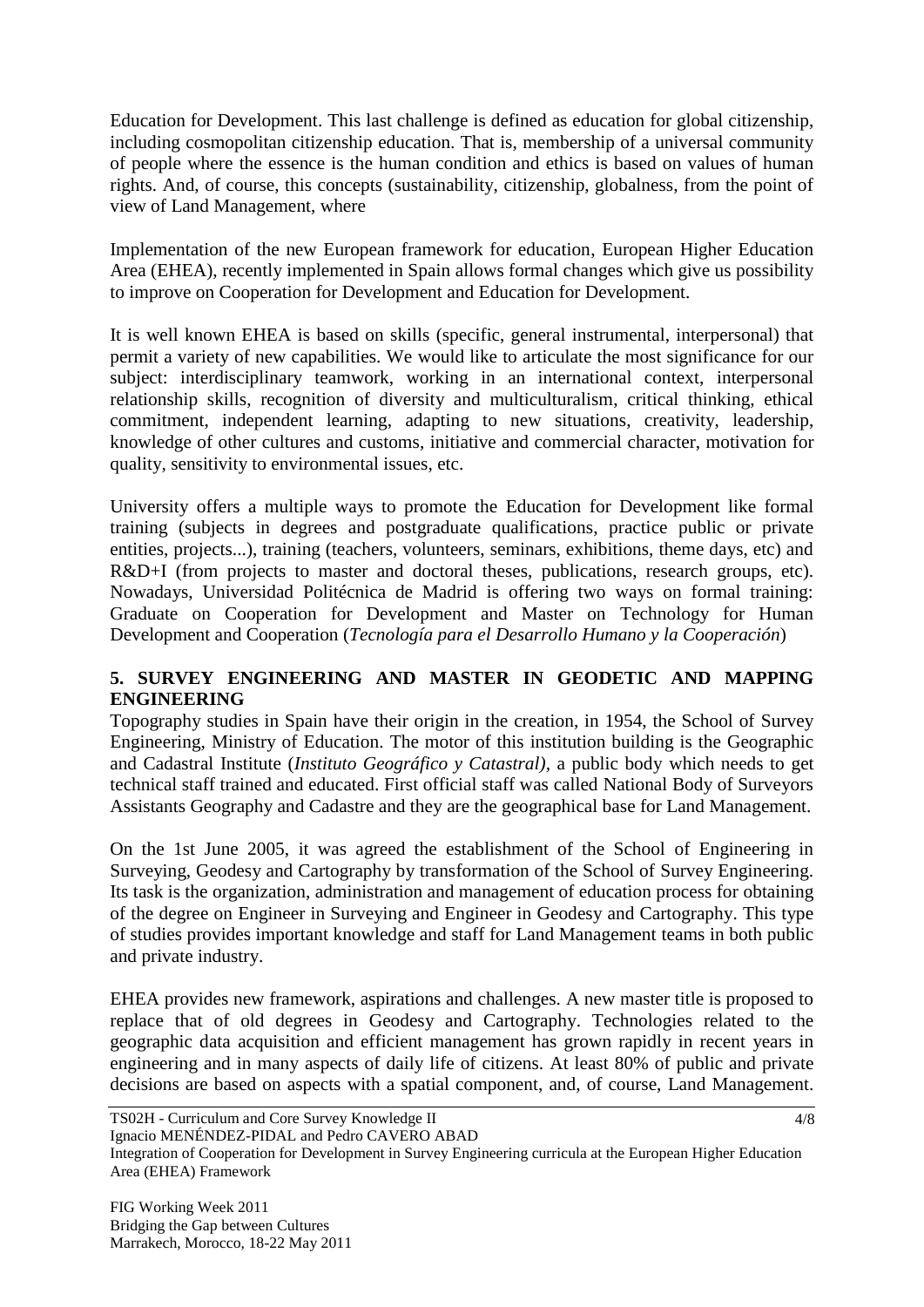Education for Development. This last challenge is defined as education for global citizenship, including cosmopolitan citizenship education. That is, membership of a universal community of people where the essence is the human condition and ethics is based on values of human rights. And, of course, this concepts (sustainability, citizenship, globalness, from the point of view of Land Management, where

Implementation of the new European framework for education, European Higher Education Area (EHEA), recently implemented in Spain allows formal changes which give us possibility to improve on Cooperation for Development and Education for Development.

It is well known EHEA is based on skills (specific, general instrumental, interpersonal) that permit a variety of new capabilities. We would like to articulate the most significance for our subject: interdisciplinary teamwork, working in an international context, interpersonal relationship skills, recognition of diversity and multiculturalism, critical thinking, ethical commitment, independent learning, adapting to new situations, creativity, leadership, knowledge of other cultures and customs, initiative and commercial character, motivation for quality, sensitivity to environmental issues, etc.

University offers a multiple ways to promote the Education for Development like formal training (subjects in degrees and postgraduate qualifications, practice public or private entities, projects...), training (teachers, volunteers, seminars, exhibitions, theme days, etc) and R&D+I (from projects to master and doctoral theses, publications, research groups, etc). Nowadays, Universidad Politécnica de Madrid is offering two ways on formal training: Graduate on Cooperation for Development and Master on Technology for Human Development and Cooperation (*Tecnología para el Desarrollo Humano y la Cooperación*)

## 5. SURVEY ENGINEERING AND MASTER IN GEODETIC AND MAPPING ENGINEERING

Topography studies in Spain have their origin in the creation, in 1954, the School of Survey Engineering, Ministry of Education. The motor of this institution building is the Geographic and Cadastral Institute (*Instituto Geográfico y Catastral)*, a public body which needs to get technical staff trained and educated. First official staff was called National Body of Surveyors Assistants Geography and Cadastre and they are the geographical base for Land Management.

On the 1st June 2005, it was agreed the establishment of the School of Engineering in Surveying, Geodesy and Cartography by transformation of the School of Survey Engineering. Its task is the organization, administration and management of education process for obtaining of the degree on Engineer in Surveying and Engineer in Geodesy and Cartography. This type of studies provides important knowledge and staff for Land Management teams in both public and private industry.

EHEA provides new framework, aspirations and challenges. A new master title is proposed to replace that of old degrees in Geodesy and Cartography. Technologies related to the geographic data acquisition and efficient management has grown rapidly in recent years in engineering and in many aspects of daily life of citizens. At least 80% of public and private decisions are based on aspects with a spatial component, and, of course, Land Management.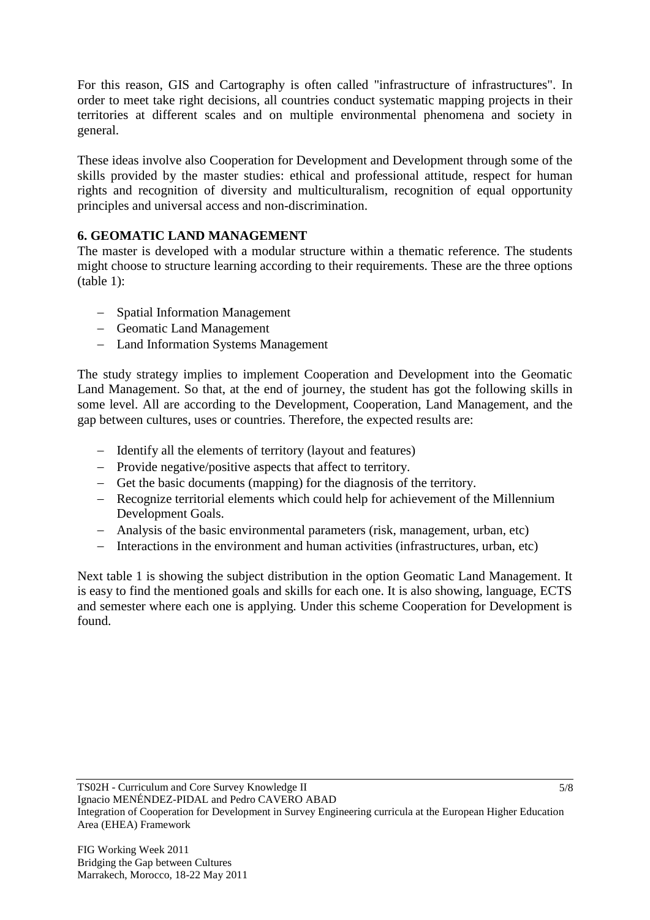For this reason, GIS and Cartography is often called "infrastructure of infrastructures". In order to meet take right decisions, all countries conduct systematic mapping projects in their territories at different scales and on multiple environmental phenomena and society in general.

These ideas involve also Cooperation for Development and Development through some of the skills provided by the master studies: ethical and professional attitude, respect for human rights and recognition of diversity and multiculturalism, recognition of equal opportunity principles and universal access and non-discrimination.

## 6. GEOMATIC LAND MANAGEMENT

The master is developed with a modular structure within a thematic reference. The students might choose to structure learning according to their requirements. These are the three options (table 1):

- Spatial Information Management
- Geomatic Land Management
- Land Information Systems Management

The study strategy implies to implement Cooperation and Development into the Geomatic Land Management. So that, at the end of journey, the student has got the following skills in some level. All are according to the Development, Cooperation, Land Management, and the gap between cultures, uses or countries. Therefore, the expected results are:

- Identify all the elements of territory (layout and features)
- Provide negative/positive aspects that affect to territory.
- Get the basic documents (mapping) for the diagnosis of the territory.
- Recognize territorial elements which could help for achievement of the Millennium Development Goals.
- Analysis of the basic environmental parameters (risk, management, urban, etc)
- Interactions in the environment and human activities (infrastructures, urban, etc)

Next table 1 is showing the subject distribution in the option Geomatic Land Management. It is easy to find the mentioned goals and skills for each one. It is also showing, language, ECTS and semester where each one is applying. Under this scheme Cooperation for Development is found.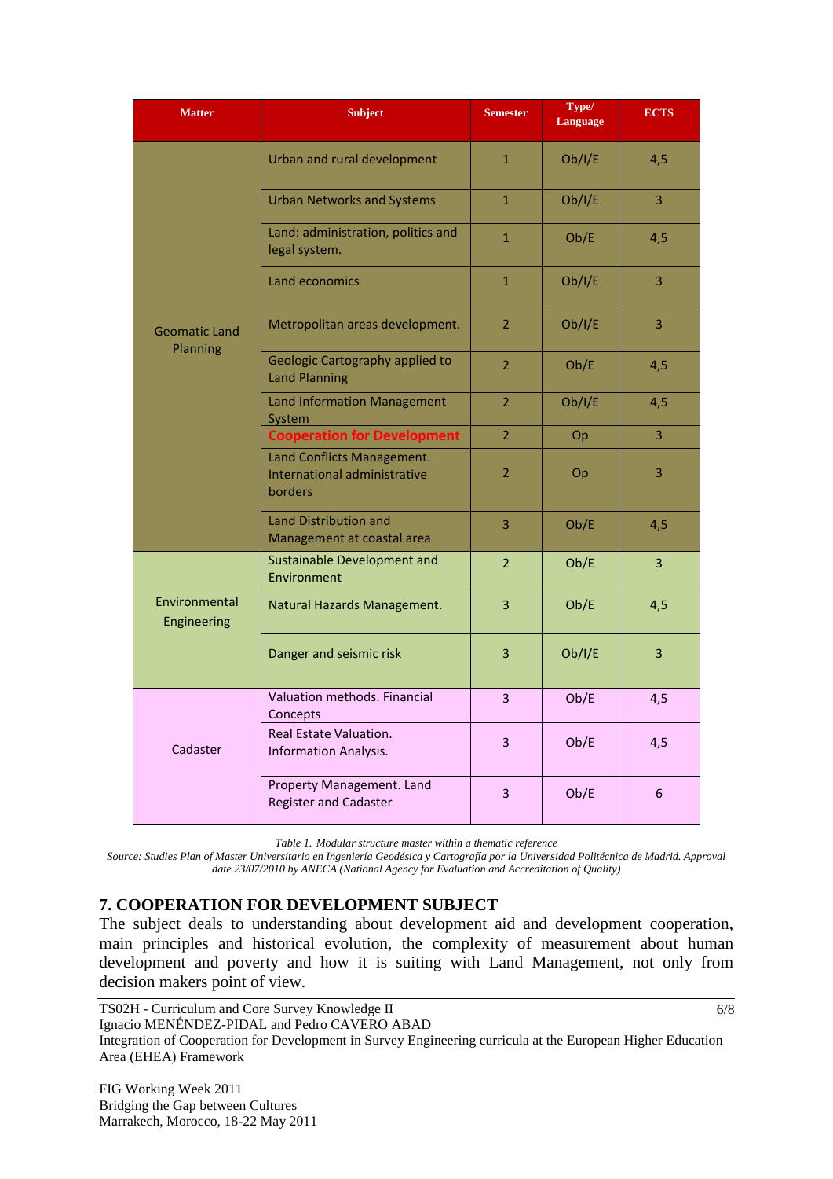| Matter | Subject | Semester | Type/ Language | ECTS |
|---|---|---|---|---|
| Geomatic Land Planning | Urban and rural development | 1 | Ob/I/E | 4,5 |
| | Urban Networks and Systems | 1 | Ob/I/E | 3 |
| | Land: administration, politics and legal system. | 1 | Ob/E | 4,5 |
| | Land economics | 1 | Ob/I/E | 3 |
| | Metropolitan areas development. | 2 | Ob/I/E | 3 |
| | Geologic Cartography applied to Land Planning | 2 | Ob/E | 4,5 |
| | Land Information Management System | 2 | Ob/I/E | 4,5 |
| | **Cooperation for Development** | 2 | Op | 3 |
| | Land Conflicts Management. International administrative borders | 2 | Op | 3 |
| | Land Distribution and Management at coastal area | 3 | Ob/E | 4,5 |
| Environmental Engineering | Sustainable Development and Environment | 2 | Ob/E | 3 |
| | Natural Hazards Management. | 3 | Ob/E | 4,5 |
| | Danger and seismic risk | 3 | Ob/I/E | 3 |
| Cadaster | Valuation methods. Financial Concepts | 3 | Ob/E | 4,5 |
| | Real Estate Valuation. Information Analysis. | 3 | Ob/E | 4,5 |
| | Property Management. Land Register and Cadaster | 3 | Ob/E | 6 |

*Table 1. Modular structure master within a thematic reference*

*Source: Studies Plan of Master Universitario en Ingeniería Geodésica y Cartografía por la Universidad Politécnica de Madrid. Approval date 23/07/2010 by ANECA (National Agency for Evaluation and Accreditation of Quality)*

## 7. COOPERATION FOR DEVELOPMENT SUBJECT

The subject deals to understanding about development aid and development cooperation, main principles and historical evolution, the complexity of measurement about human development and poverty and how it is suiting with Land Management, not only from decision makers point of view.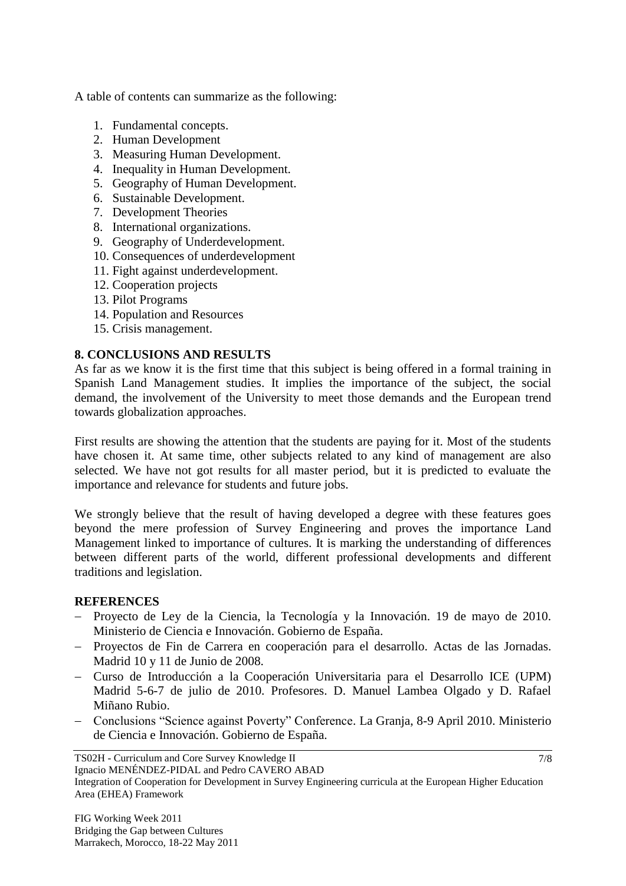A table of contents can summarize as the following:

1. Fundamental concepts.
2. Human Development
3. Measuring Human Development.
4. Inequality in Human Development.
5. Geography of Human Development.
6. Sustainable Development.
7. Development Theories
8. International organizations.
9. Geography of Underdevelopment.
10. Consequences of underdevelopment
11. Fight against underdevelopment.
12. Cooperation projects
13. Pilot Programs
14. Population and Resources
15. Crisis management.

## 8. CONCLUSIONS AND RESULTS

As far as we know it is the first time that this subject is being offered in a formal training in Spanish Land Management studies. It implies the importance of the subject, the social demand, the involvement of the University to meet those demands and the European trend towards globalization approaches.

First results are showing the attention that the students are paying for it. Most of the students have chosen it. At same time, other subjects related to any kind of management are also selected. We have not got results for all master period, but it is predicted to evaluate the importance and relevance for students and future jobs.

We strongly believe that the result of having developed a degree with these features goes beyond the mere profession of Survey Engineering and proves the importance Land Management linked to importance of cultures. It is marking the understanding of differences between different parts of the world, different professional developments and different traditions and legislation.

## REFERENCES

- Proyecto de Ley de la Ciencia, la Tecnología y la Innovación. 19 de mayo de 2010. Ministerio de Ciencia e Innovación. Gobierno de España.
- Proyectos de Fin de Carrera en cooperación para el desarrollo. Actas de las Jornadas. Madrid 10 y 11 de Junio de 2008.
- Curso de Introducción a la Cooperación Universitaria para el Desarrollo ICE (UPM) Madrid 5-6-7 de julio de 2010. Profesores. D. Manuel Lambea Olgado y D. Rafael Miñano Rubio.
- Conclusions "Science against Poverty" Conference. La Granja, 8-9 April 2010. Ministerio de Ciencia e Innovación. Gobierno de España.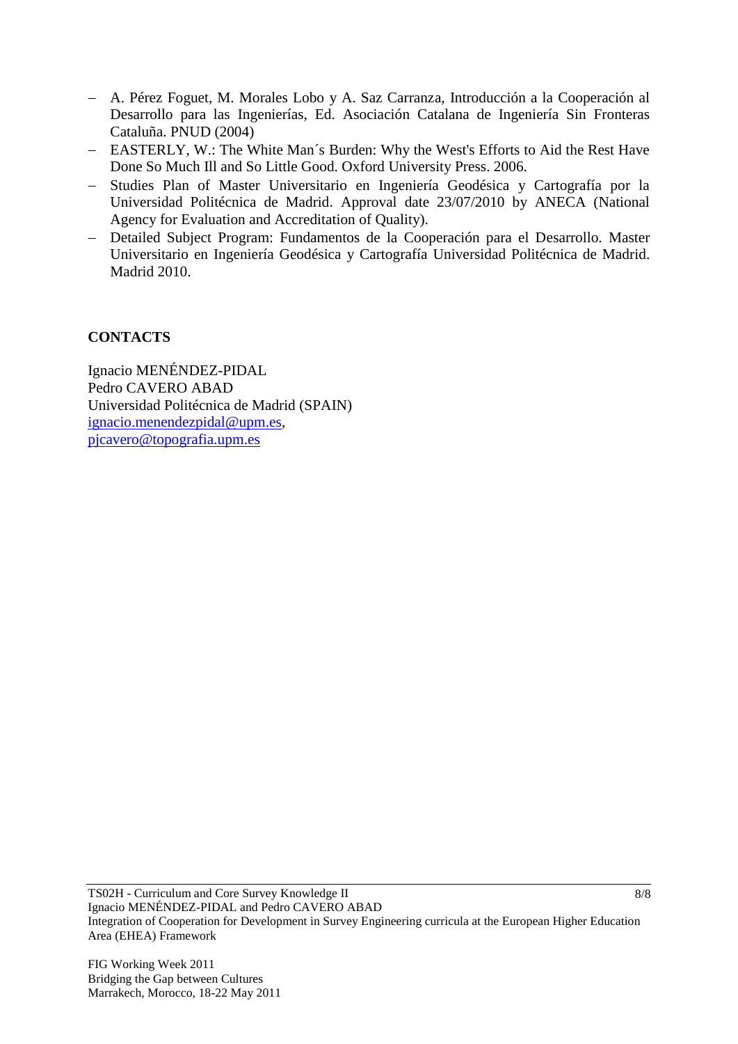- A. Pérez Foguet, M. Morales Lobo y A. Saz Carranza, Introducción a la Cooperación al Desarrollo para las Ingenierías, Ed. Asociación Catalana de Ingeniería Sin Fronteras Cataluña. PNUD (2004)
- EASTERLY, W.: The White Man´s Burden: Why the West's Efforts to Aid the Rest Have Done So Much Ill and So Little Good. Oxford University Press. 2006.
- Studies Plan of Master Universitario en Ingeniería Geodésica y Cartografía por la Universidad Politécnica de Madrid. Approval date 23/07/2010 by ANECA (National Agency for Evaluation and Accreditation of Quality).
- Detailed Subject Program: Fundamentos de la Cooperación para el Desarrollo. Master Universitario en Ingeniería Geodésica y Cartografía Universidad Politécnica de Madrid. Madrid 2010.

**CONTACTS**

Ignacio MENÉNDEZ-PIDAL
Pedro CAVERO ABAD
Universidad Politécnica de Madrid (SPAIN)
ignacio.menendezpidal@upm.es,
pjcavero@topografia.upm.es